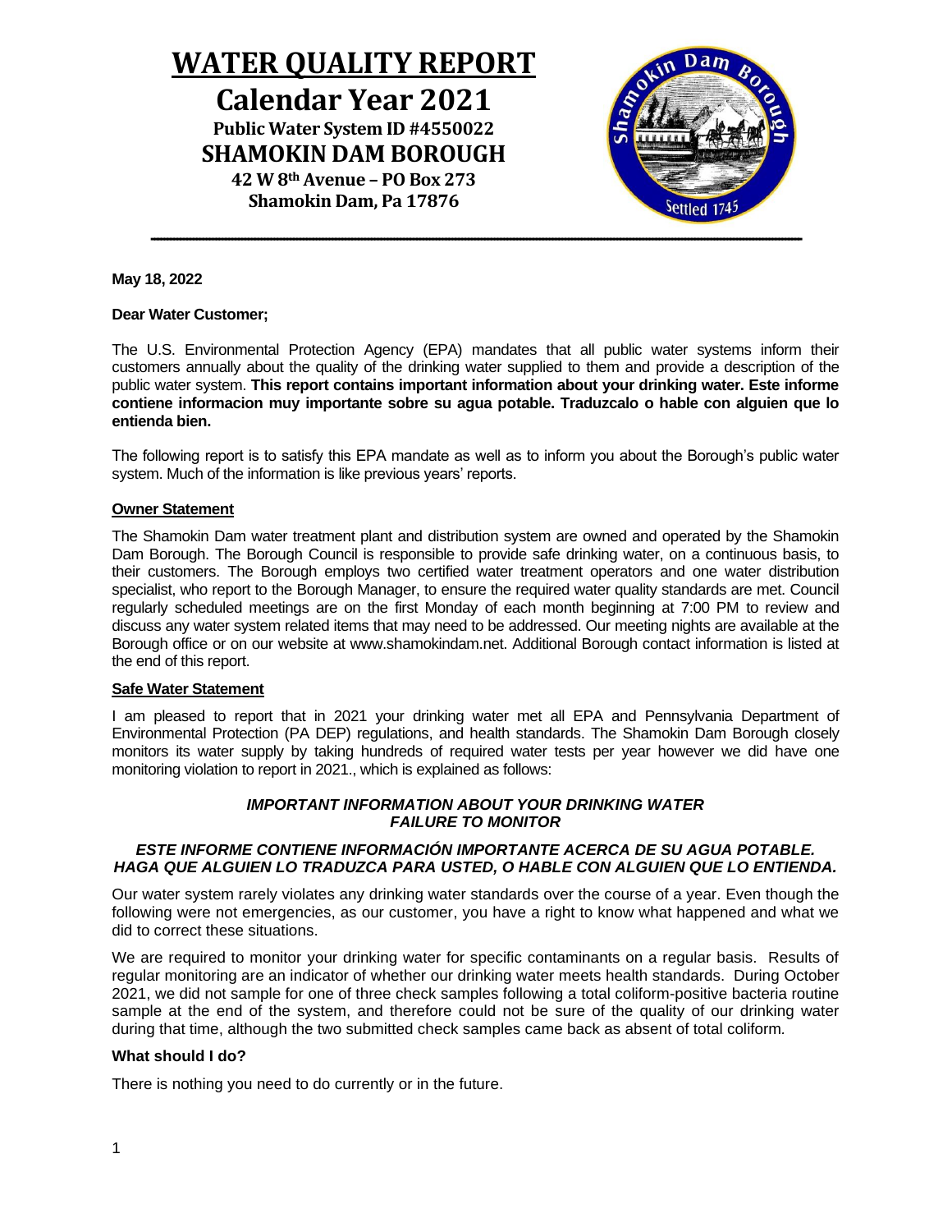# WATER QUALITY REPORT

## Calendar Year 2021

**Public Water System ID #4550022**

**SHAMOKIN DAM BOROUGH**

**42 W 8th Avenue – PO Box 273**

**Shamokin Dam, Pa 17876**

---

**May 18, 2022**

**Dear Water Customer;**

The U.S. Environmental Protection Agency (EPA) mandates that all public water systems inform their customers annually about the quality of the drinking water supplied to them and provide a description of the public water system. **This report contains important information about your drinking water. Este informe contiene informacion muy importante sobre su agua potable. Traduzcalo o hable con alguien que lo entienda bien.**

The following report is to satisfy this EPA mandate as well as to inform you about the Borough's public water system. Much of the information is like previous years' reports.

### Owner Statement

The Shamokin Dam water treatment plant and distribution system are owned and operated by the Shamokin Dam Borough. The Borough Council is responsible to provide safe drinking water, on a continuous basis, to their customers. The Borough employs two certified water treatment operators and one water distribution specialist, who report to the Borough Manager, to ensure the required water quality standards are met. Council regularly scheduled meetings are on the first Monday of each month beginning at 7:00 PM to review and discuss any water system related items that may need to be addressed. Our meeting nights are available at the Borough office or on our website at www.shamokindam.net. Additional Borough contact information is listed at the end of this report.

### Safe Water Statement

I am pleased to report that in 2021 your drinking water met all EPA and Pennsylvania Department of Environmental Protection (PA DEP) regulations, and health standards. The Shamokin Dam Borough closely monitors its water supply by taking hundreds of required water tests per year however we did have one monitoring violation to report in 2021., which is explained as follows:

***IMPORTANT INFORMATION ABOUT YOUR DRINKING WATER***
***FAILURE TO MONITOR***

***ESTE INFORME CONTIENE INFORMACIÓN IMPORTANTE ACERCA DE SU AGUA POTABLE. HAGA QUE ALGUIEN LO TRADUZCA PARA USTED, O HABLE CON ALGUIEN QUE LO ENTIENDA.***

Our water system rarely violates any drinking water standards over the course of a year. Even though the following were not emergencies, as our customer, you have a right to know what happened and what we did to correct these situations.

We are required to monitor your drinking water for specific contaminants on a regular basis. Results of regular monitoring are an indicator of whether our drinking water meets health standards. During October 2021, we did not sample for one of three check samples following a total coliform-positive bacteria routine sample at the end of the system, and therefore could not be sure of the quality of our drinking water during that time, although the two submitted check samples came back as absent of total coliform.

**What should I do?**

There is nothing you need to do currently or in the future.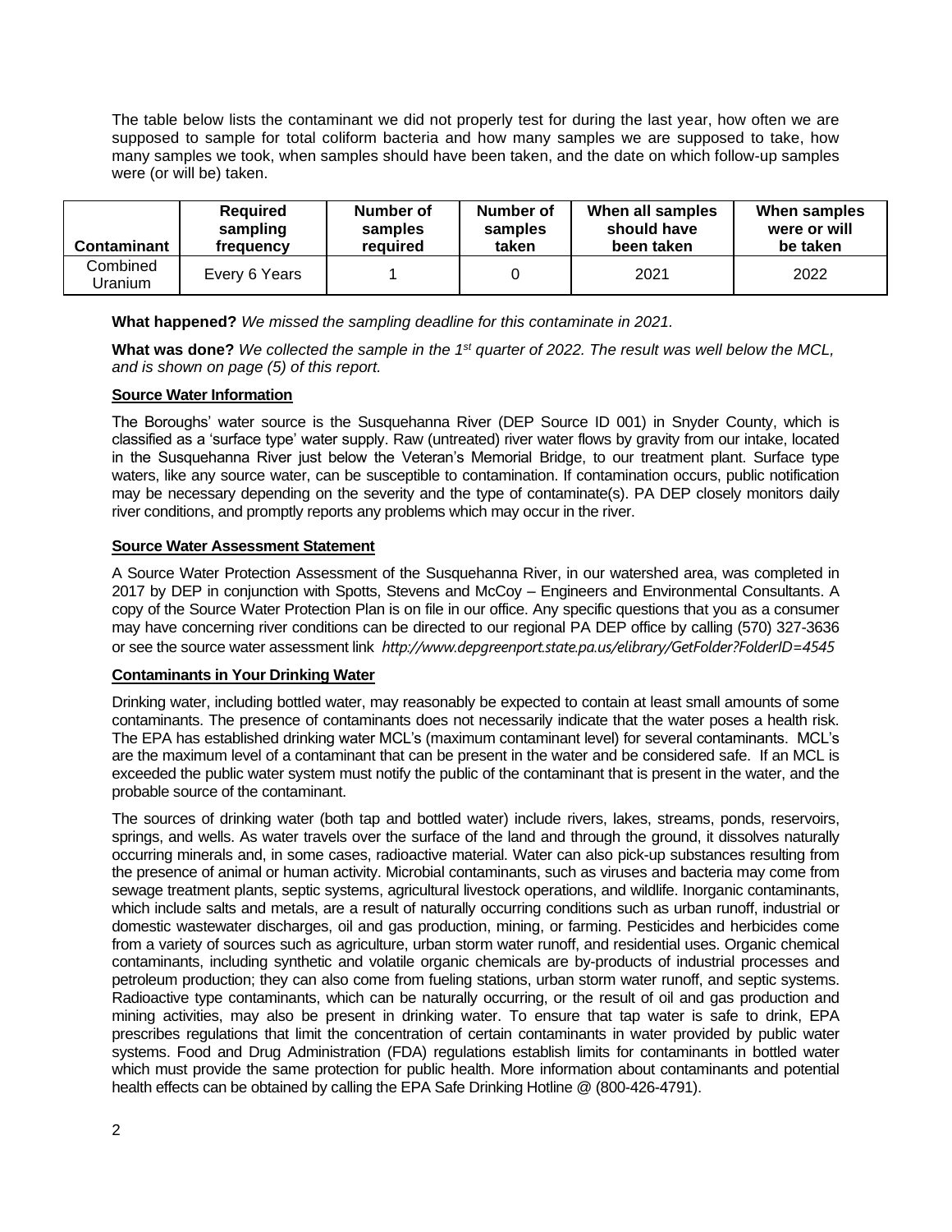The table below lists the contaminant we did not properly test for during the last year, how often we are supposed to sample for total coliform bacteria and how many samples we are supposed to take, how many samples we took, when samples should have been taken, and the date on which follow-up samples were (or will be) taken.

| Contaminant | Required sampling frequency | Number of samples required | Number of samples taken | When all samples should have been taken | When samples were or will be taken |
|---|---|---|---|---|---|
| Combined Uranium | Every 6 Years | 1 | 0 | 2021 | 2022 |

**What happened?** *We missed the sampling deadline for this contaminate in 2021.*

**What was done?** *We collected the sample in the 1st quarter of 2022. The result was well below the MCL, and is shown on page (5) of this report.*

**Source Water Information**

The Boroughs' water source is the Susquehanna River (DEP Source ID 001) in Snyder County, which is classified as a 'surface type' water supply. Raw (untreated) river water flows by gravity from our intake, located in the Susquehanna River just below the Veteran's Memorial Bridge, to our treatment plant. Surface type waters, like any source water, can be susceptible to contamination. If contamination occurs, public notification may be necessary depending on the severity and the type of contaminate(s). PA DEP closely monitors daily river conditions, and promptly reports any problems which may occur in the river.

**Source Water Assessment Statement**

A Source Water Protection Assessment of the Susquehanna River, in our watershed area, was completed in 2017 by DEP in conjunction with Spotts, Stevens and McCoy – Engineers and Environmental Consultants. A copy of the Source Water Protection Plan is on file in our office. Any specific questions that you as a consumer may have concerning river conditions can be directed to our regional PA DEP office by calling (570) 327-3636 or see the source water assessment link *http://www.depgreenport.state.pa.us/elibrary/GetFolder?FolderID=4545*

**Contaminants in Your Drinking Water**

Drinking water, including bottled water, may reasonably be expected to contain at least small amounts of some contaminants. The presence of contaminants does not necessarily indicate that the water poses a health risk. The EPA has established drinking water MCL's (maximum contaminant level) for several contaminants. MCL's are the maximum level of a contaminant that can be present in the water and be considered safe. If an MCL is exceeded the public water system must notify the public of the contaminant that is present in the water, and the probable source of the contaminant.

The sources of drinking water (both tap and bottled water) include rivers, lakes, streams, ponds, reservoirs, springs, and wells. As water travels over the surface of the land and through the ground, it dissolves naturally occurring minerals and, in some cases, radioactive material. Water can also pick-up substances resulting from the presence of animal or human activity. Microbial contaminants, such as viruses and bacteria may come from sewage treatment plants, septic systems, agricultural livestock operations, and wildlife. Inorganic contaminants, which include salts and metals, are a result of naturally occurring conditions such as urban runoff, industrial or domestic wastewater discharges, oil and gas production, mining, or farming. Pesticides and herbicides come from a variety of sources such as agriculture, urban storm water runoff, and residential uses. Organic chemical contaminants, including synthetic and volatile organic chemicals are by-products of industrial processes and petroleum production; they can also come from fueling stations, urban storm water runoff, and septic systems. Radioactive type contaminants, which can be naturally occurring, or the result of oil and gas production and mining activities, may also be present in drinking water. To ensure that tap water is safe to drink, EPA prescribes regulations that limit the concentration of certain contaminants in water provided by public water systems. Food and Drug Administration (FDA) regulations establish limits for contaminants in bottled water which must provide the same protection for public health. More information about contaminants and potential health effects can be obtained by calling the EPA Safe Drinking Hotline @ (800-426-4791).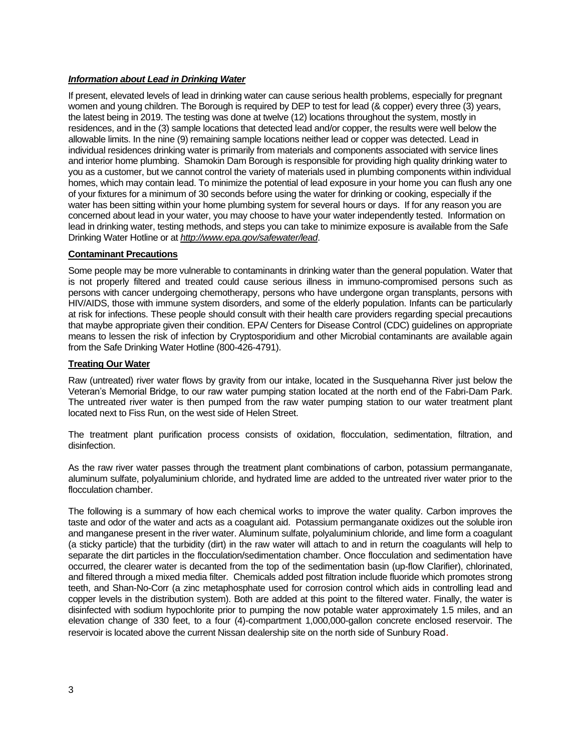***Information about Lead in Drinking Water***

If present, elevated levels of lead in drinking water can cause serious health problems, especially for pregnant women and young children. The Borough is required by DEP to test for lead (& copper) every three (3) years, the latest being in 2019. The testing was done at twelve (12) locations throughout the system, mostly in residences, and in the (3) sample locations that detected lead and/or copper, the results were well below the allowable limits. In the nine (9) remaining sample locations neither lead or copper was detected. Lead in individual residences drinking water is primarily from materials and components associated with service lines and interior home plumbing. Shamokin Dam Borough is responsible for providing high quality drinking water to you as a customer, but we cannot control the variety of materials used in plumbing components within individual homes, which may contain lead. To minimize the potential of lead exposure in your home you can flush any one of your fixtures for a minimum of 30 seconds before using the water for drinking or cooking, especially if the water has been sitting within your home plumbing system for several hours or days. If for any reason you are concerned about lead in your water, you may choose to have your water independently tested. Information on lead in drinking water, testing methods, and steps you can take to minimize exposure is available from the Safe Drinking Water Hotline or at ***http://www.epa.gov/safewater/lead***.

**Contaminant Precautions**

Some people may be more vulnerable to contaminants in drinking water than the general population. Water that is not properly filtered and treated could cause serious illness in immuno-compromised persons such as persons with cancer undergoing chemotherapy, persons who have undergone organ transplants, persons with HIV/AIDS, those with immune system disorders, and some of the elderly population. Infants can be particularly at risk for infections. These people should consult with their health care providers regarding special precautions that maybe appropriate given their condition. EPA/ Centers for Disease Control (CDC) guidelines on appropriate means to lessen the risk of infection by Cryptosporidium and other Microbial contaminants are available again from the Safe Drinking Water Hotline (800-426-4791).

**Treating Our Water**

Raw (untreated) river water flows by gravity from our intake, located in the Susquehanna River just below the Veteran's Memorial Bridge, to our raw water pumping station located at the north end of the Fabri-Dam Park. The untreated river water is then pumped from the raw water pumping station to our water treatment plant located next to Fiss Run, on the west side of Helen Street.

The treatment plant purification process consists of oxidation, flocculation, sedimentation, filtration, and disinfection.

As the raw river water passes through the treatment plant combinations of carbon, potassium permanganate, aluminum sulfate, polyaluminium chloride, and hydrated lime are added to the untreated river water prior to the flocculation chamber.

The following is a summary of how each chemical works to improve the water quality. Carbon improves the taste and odor of the water and acts as a coagulant aid. Potassium permanganate oxidizes out the soluble iron and manganese present in the river water. Aluminum sulfate, polyaluminium chloride, and lime form a coagulant (a sticky particle) that the turbidity (dirt) in the raw water will attach to and in return the coagulants will help to separate the dirt particles in the flocculation/sedimentation chamber. Once flocculation and sedimentation have occurred, the clearer water is decanted from the top of the sedimentation basin (up-flow Clarifier), chlorinated, and filtered through a mixed media filter. Chemicals added post filtration include fluoride which promotes strong teeth, and Shan-No-Corr (a zinc metaphosphate used for corrosion control which aids in controlling lead and copper levels in the distribution system). Both are added at this point to the filtered water. Finally, the water is disinfected with sodium hypochlorite prior to pumping the now potable water approximately 1.5 miles, and an elevation change of 330 feet, to a four (4)-compartment 1,000,000-gallon concrete enclosed reservoir. The reservoir is located above the current Nissan dealership site on the north side of Sunbury Road.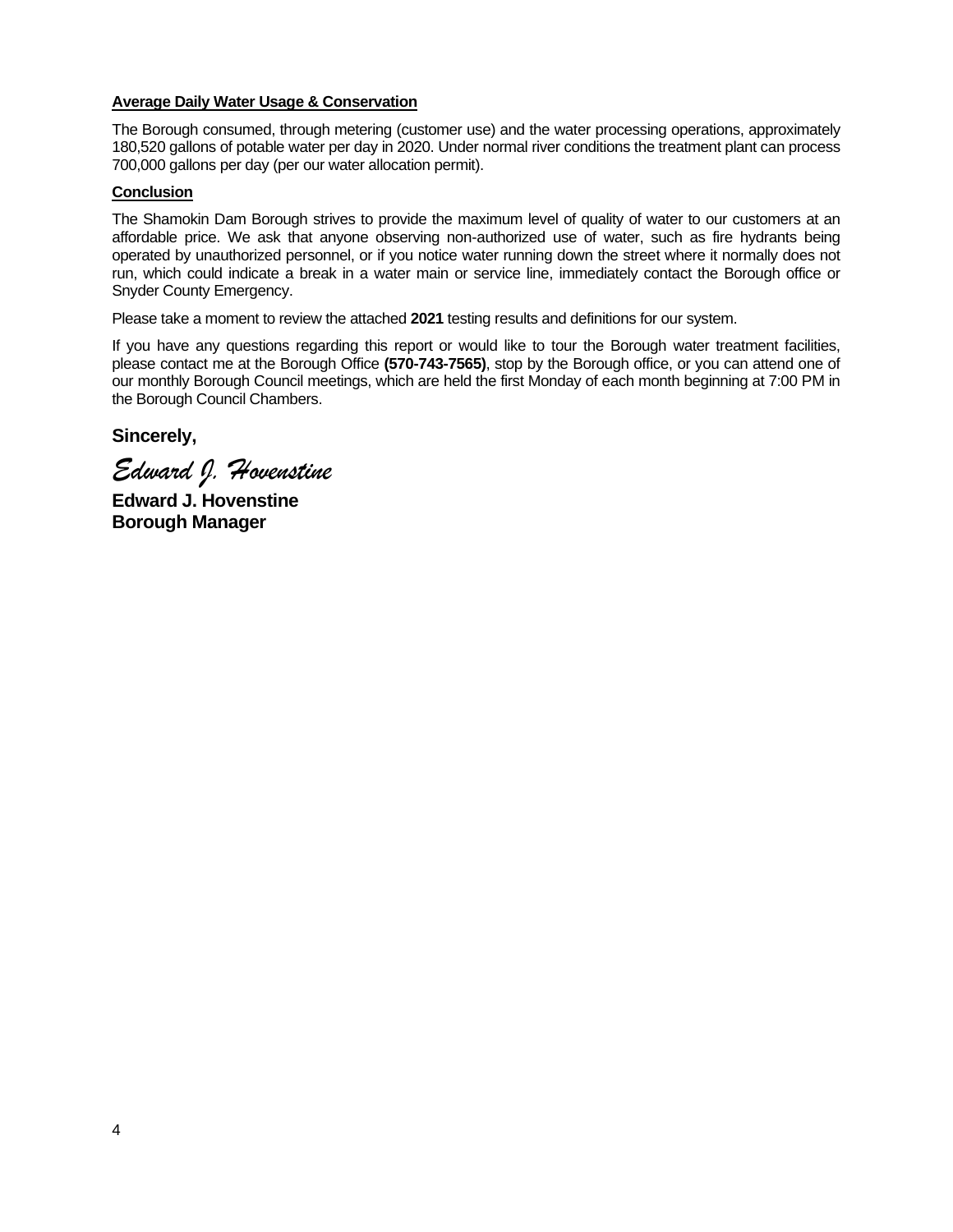**Average Daily Water Usage & Conservation**

The Borough consumed, through metering (customer use) and the water processing operations, approximately 180,520 gallons of potable water per day in 2020. Under normal river conditions the treatment plant can process 700,000 gallons per day (per our water allocation permit).

**Conclusion**

The Shamokin Dam Borough strives to provide the maximum level of quality of water to our customers at an affordable price. We ask that anyone observing non-authorized use of water, such as fire hydrants being operated by unauthorized personnel, or if you notice water running down the street where it normally does not run, which could indicate a break in a water main or service line, immediately contact the Borough office or Snyder County Emergency.

Please take a moment to review the attached **2021** testing results and definitions for our system.

If you have any questions regarding this report or would like to tour the Borough water treatment facilities, please contact me at the Borough Office **(570-743-7565)**, stop by the Borough office, or you can attend one of our monthly Borough Council meetings, which are held the first Monday of each month beginning at 7:00 PM in the Borough Council Chambers.

**Sincerely,**

*Edward J. Hovenstine*

**Edward J. Hovenstine**
**Borough Manager**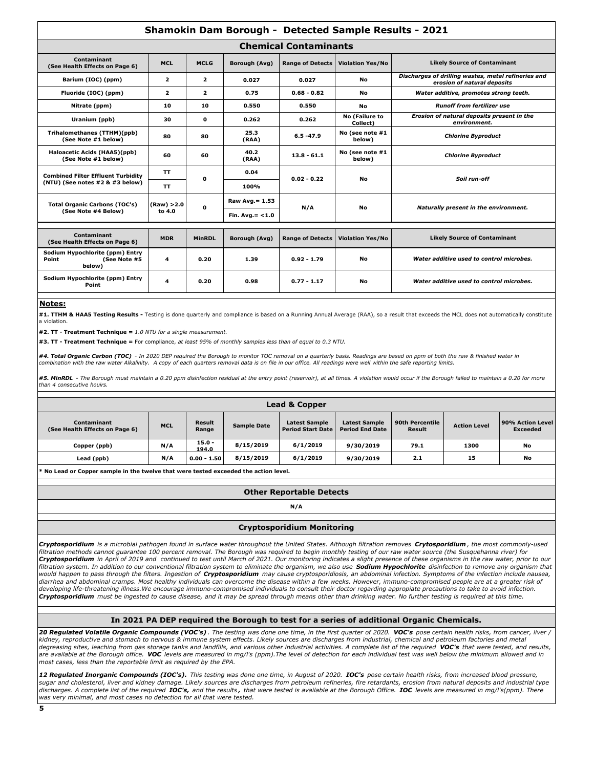# Shamokin Dam Borough - Detected Sample Results - 2021

## Chemical Contaminants

| Contaminant (See Health Effects on Page 6) | MCL | MCLG | Borough (Avg) | Range of Detects | Violation Yes/No | Likely Source of Contaminant |
|---|---|---|---|---|---|---|
| Barium (IOC) (ppm) | 2 | 2 | 0.027 | 0.027 | No | *Discharges of drilling wastes, metal refineries and erosion of natural deposits* |
| Fluoride (IOC) (ppm) | 2 | 2 | 0.75 | 0.68 - 0.82 | No | *Water additive, promotes strong teeth.* |
| Nitrate (ppm) | 10 | 10 | 0.550 | 0.550 | No | *Runoff from fertilizer use* |
| Uranium (ppb) | 30 | 0 | 0.262 | 0.262 | No (Failure to Collect) | *Erosion of natural deposits present in the environment.* |
| Trihalomethanes (TTHM)(ppb) (See Note #1 below) | 80 | 80 | 25.3 (RAA) | 6.5 -47.9 | No (see note #1 below) | *Chlorine Byproduct* |
| Haloacetic Acids (HAA5)(ppb) (See Note #1 below) | 60 | 60 | 40.2 (RAA) | 13.8 - 61.1 | No (see note #1 below) | *Chlorine Byproduct* |
| Combined Filter Effluent Turbidity (NTU) (See notes #2 & #3 below) | TT | 0 | 0.04 | 0.02 - 0.22 | No | *Soil run-off* |
| | TT | | 100% | | | |
| Total Organic Carbons (TOC's) (See Note #4 Below) | (Raw) >2.0 to 4.0 | 0 | Raw Avg.= 1.53 | N/A | No | *Naturally present in the environment.* |
| | | | Fin. Avg.= <1.0 | | | |

| Contaminant (See Health Effects on Page 6) | MDR | MinRDL | Borough (Avg) | Range of Detects | Violation Yes/No | Likely Source of Contaminant |
|---|---|---|---|---|---|---|
| Sodium Hypochlorite (ppm) Entry Point (See Note #5 below) | 4 | 0.20 | 1.39 | 0.92 - 1.79 | No | *Water additive used to control microbes.* |
| Sodium Hypochlorite (ppm) Entry Point | 4 | 0.20 | 0.98 | 0.77 - 1.17 | No | *Water additive used to control microbes.* |

## Notes:

**#1. TTHM & HAA5 Testing Results -** Testing is done quarterly and compliance is based on a Running Annual Average (RAA), so a result that exceeds the MCL does not automatically constitute a violation.

**#2. TT - Treatment Technique =** *1.0 NTU for a single measurement.*

**#3. TT - Treatment Technique =** For compliance, *at least 95% of monthly samples less than of equal to 0.3 NTU.*

***#4. Total Organic Carbon (TOC)*** *- In 2020 DEP required the Borough to monitor TOC removal on a quarterly basis. Readings are based on ppm of both the raw & finished water in combination with the raw water Alkalinity. A copy of each quarters removal data is on file in our office. All readings were well within the safe reporting limits.*

***#5. MinRDL -*** *The Borough must maintain a 0.20 ppm disinfection residual at the entry point (reservoir), at all times. A violation would occur if the Borough failed to maintain a 0.20 for more than 4 consecutive houirs.*

## Lead & Copper

| Contaminant (See Health Effects on Page 6) | MCL | Result Range | Sample Date | Latest Sample Period Start Date | Latest Sample Period End Date | 90th Percentile Result | Action Level | 90% Action Level Exceeded |
|---|---|---|---|---|---|---|---|---|
| Copper (ppb) | N/A | 15.0 - 194.0 | 8/15/2019 | 6/1/2019 | 9/30/2019 | 79.1 | 1300 | No |
| Lead (ppb) | N/A | 0.00 - 1.50 | 8/15/2019 | 6/1/2019 | 9/30/2019 | 2.1 | 15 | No |

**\* No Lead or Copper sample in the twelve that were tested exceeded the action level.**

## Other Reportable Detects

N/A

## Cryptosporidium Monitoring

***Cryptosporidium*** *is a microbial pathogen found in surface water throughout the United States. Although filtration removes* ***Crytosporidium****, the most commonly-used filtration methods cannot guarantee 100 percent removal. The Borough was required to begin monthly testing of our raw water source (the Susquehanna river) for* ***Cryptosporidium*** *in April of 2019 and continued to test until March of 2021. Our monitoring indicates a slight presence of these organisms in the raw water, prior to our filtration system. In addition to our conventional filtration system to eliminate the organism, we also use* ***Sodium Hypochlorite*** *disinfection to remove any organism that would happen to pass through the filters. Ingestion of* ***Cryptosporidium*** *may cause cryptosporidiosis, an abdominal infection. Symptoms of the infection include nausea, diarrhea and abdominal cramps. Most healthy individuals can overcome the disease within a few weeks. However, immuno-compromised people are at a greater risk of developing life-threatening illness.We encourage immuno-compromised individuals to consult their doctor regarding appropriate precautions to take to avoid infection.* ***Cryptosporidium*** *must be ingested to cause disease, and it may be spread through means other than drinking water. No further testing is required at this time.*

## In 2021 PA DEP required the Borough to test for a series of additional Organic Chemicals.

***20 Regulated Volatile Organic Compounds (VOC's)****. The testing was done one time, in the first quarter of 2020.* ***VOC's*** *pose certain health risks, from cancer, liver / kidney, reproductive and stomach to nervous & immune system effects. Likely sources are discharges from industrial, chemical and petroleum factories and metal degreasing sites, leaching from gas storage tanks and landfills, and various other industrial activities. A complete list of the required* ***VOC's*** *that were tested, and results, are available at the Borough office.* ***VOC*** *levels are measured in mg/l's (ppm).The level of detection for each individual test was well below the minimum allowed and in most cases, less than the reportable limit as required by the EPA.*

***12 Regulated Inorganic Compounds (IOC's).*** *This testing was done one time, in August of 2020.* ***IOC's*** *pose certain health risks, from increased blood pressure, sugar and cholesterol, liver and kidney damage. Likely sources are discharges from petroleum refineries, fire retardants, erosion from natural deposits and industrial type discharges. A complete list of the required* ***IOC's,*** *and the results****,*** *that were tested is available at the Borough Office.* ***IOC*** *levels are measured in mg/l's(ppm). There was very minimal, and most cases no detection for all that were tested.*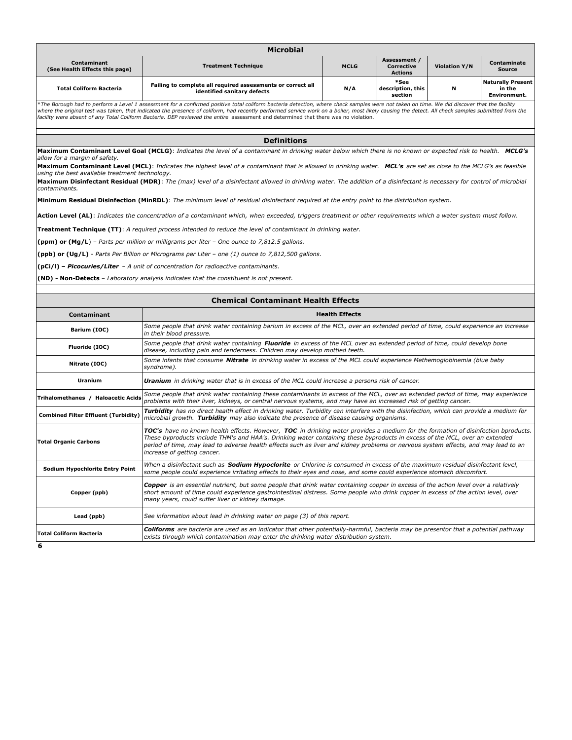## Microbial

| Contaminant (See Health Effects this page) | Treatment Technique | MCLG | Assessment / Corrective Actions | Violation Y/N | Contaminate Source |
|---|---|---|---|---|---|
| Total Coliform Bacteria | Failing to complete all required assessments or correct all identified sanitary defects | N/A | *See description, this section | N | Naturally Present in the Environment. |

**\*The Borough had to perform a Level 1 assessment for a confirmed positive total coliform bacteria detection, where check samples were not taken on time. We did discover that the facility where the original test was taken, that indicated the presence of coliform, had recently performed service work on a boiler, most likely causing the detect. All check samples submitted from the facility were absent of any Total Coliform Bacteria. DEP reviewed the entire assessment and determined that there was no violation.**

## Definitions

**Maximum Contaminant Level Goal (MCLG)**: *Indicates the level of a contaminant in drinking water below which there is no known or expected risk to health.* ***MCLG's*** *allow for a margin of safety.*

**Maximum Contaminant Level (MCL)**: *Indicates the highest level of a contaminant that is allowed in drinking water.* ***MCL's*** *are set as close to the MCLG's as feasible using the best available treatment technology.*

**Maximum Disinfectant Residual (MDR)**: *The (max) level of a disinfectant allowed in drinking water. The addition of a disinfectant is necessary for control of microbial contaminants.*

**Minimum Residual Disinfection (MinRDL)**: *The minimum level of residual disinfectant required at the entry point to the distribution system.*

**Action Level (AL)**: *Indicates the concentration of a contaminant which, when exceeded, triggers treatment or other requirements which a water system must follow.*

**Treatment Technique (TT)**: *A required process intended to reduce the level of contaminant in drinking water.*

**(ppm) or (Mg/L)** – *Parts per million or milligrams per liter – One ounce to 7,812.5 gallons.*

**(ppb) or (Ug/L)** - *Parts Per Billion or Micrograms per Liter – one (1) ounce to 7,812,500 gallons.*

**(pCi/l) – *Picocuries/Liter*** – *A unit of concentration for radioactive contaminants.*

**(ND) - Non-Detects** – *Laboratory analysis indicates that the constituent is not present.*

## Chemical Contaminant Health Effects

| Contaminant | Health Effects |
|---|---|
| Barium (IOC) | *Some people that drink water containing barium in excess of the MCL, over an extended period of time, could experience an increase in their blood pressure.* |
| Fluoride (IOC) | *Some people that drink water containing **Fluoride** in excess of the MCL over an extended period of time, could develop bone disease, including pain and tenderness. Children may develop mottled teeth.* |
| Nitrate (IOC) | *Some infants that consume **Nitrate** in drinking water in excess of the MCL could experience Methemoglobinemia (blue baby syndrome).* |
| Uranium | ***Uranium** in drinking water that is in excess of the MCL could increase a persons risk of cancer.* |
| Trihalomethanes / Haloacetic Acids | *Some people that drink water containing these contaminants in excess of the MCL, over an extended period of time, may experience problems with their liver, kidneys, or central nervous systems, and may have an increased risk of getting cancer.* |
| Combined Filter Effluent (Turbidity) | ***Turbidity** has no direct health effect in drinking water. Turbidity can interfere with the disinfection, which can provide a medium for microbial growth. **Turbidity** may also indicate the presence of disease causing organisms.* |
| Total Organic Carbons | ***TOC's** have no known health effects. However, **TOC** in drinking water provides a medium for the formation of disinfection bproducts. These byproducts include THM's and HAA's. Drinking water containing these byproducts in excess of the MCL, over an extended period of time, may lead to adverse health effects such as liver and kidney problems or nervous system effects, and may lead to an increase of getting cancer.* |
| Sodium Hypochlorite Entry Point | *When a disinfectant such as **Sodium Hypoclorite** or Chlorine is consumed in excess of the maximum residual disinfectant level, some people could experience irritating effects to their eyes and nose, and some could experience stomach discomfort.* |
| Copper (ppb) | ***Copper** is an essential nutrient, but some people that drink water containing copper in excess of the action level over a relatively short amount of time could experience gastrointestinal distress. Some people who drink copper in excess of the action level, over many years, could suffer liver or kidney damage.* |
| Lead (ppb) | *See information about lead in drinking water on page (3) of this report.* |
| Total Coliform Bacteria | ***Coliforms** are bacteria are used as an indicator that other potentially-harmful, bacteria may be presentor that a potential pathway exists through which contamination may enter the drinking water distribution system.* |